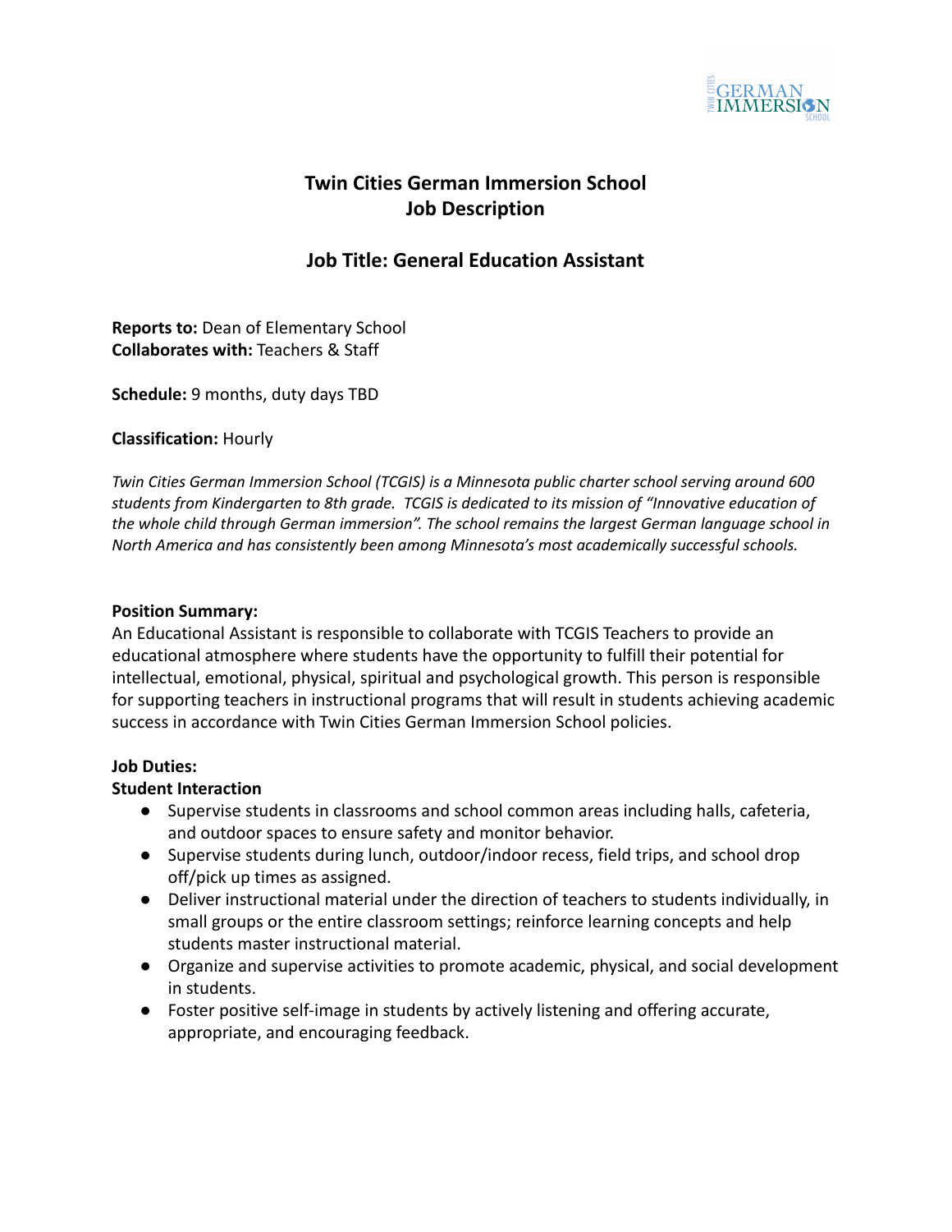# Twin Cities German Immersion School
# Job Description

## Job Title: General Education Assistant

**Reports to:** Dean of Elementary School
**Collaborates with:** Teachers & Staff

**Schedule:** 9 months, duty days TBD

**Classification:** Hourly

*Twin Cities German Immersion School (TCGIS) is a Minnesota public charter school serving around 600 students from Kindergarten to 8th grade. TCGIS is dedicated to its mission of "Innovative education of the whole child through German immersion". The school remains the largest German language school in North America and has consistently been among Minnesota's most academically successful schools.*

**Position Summary:**
An Educational Assistant is responsible to collaborate with TCGIS Teachers to provide an educational atmosphere where students have the opportunity to fulfill their potential for intellectual, emotional, physical, spiritual and psychological growth. This person is responsible for supporting teachers in instructional programs that will result in students achieving academic success in accordance with Twin Cities German Immersion School policies.

**Job Duties:**
**Student Interaction**

- Supervise students in classrooms and school common areas including halls, cafeteria, and outdoor spaces to ensure safety and monitor behavior.
- Supervise students during lunch, outdoor/indoor recess, field trips, and school drop off/pick up times as assigned.
- Deliver instructional material under the direction of teachers to students individually, in small groups or the entire classroom settings; reinforce learning concepts and help students master instructional material.
- Organize and supervise activities to promote academic, physical, and social development in students.
- Foster positive self-image in students by actively listening and offering accurate, appropriate, and encouraging feedback.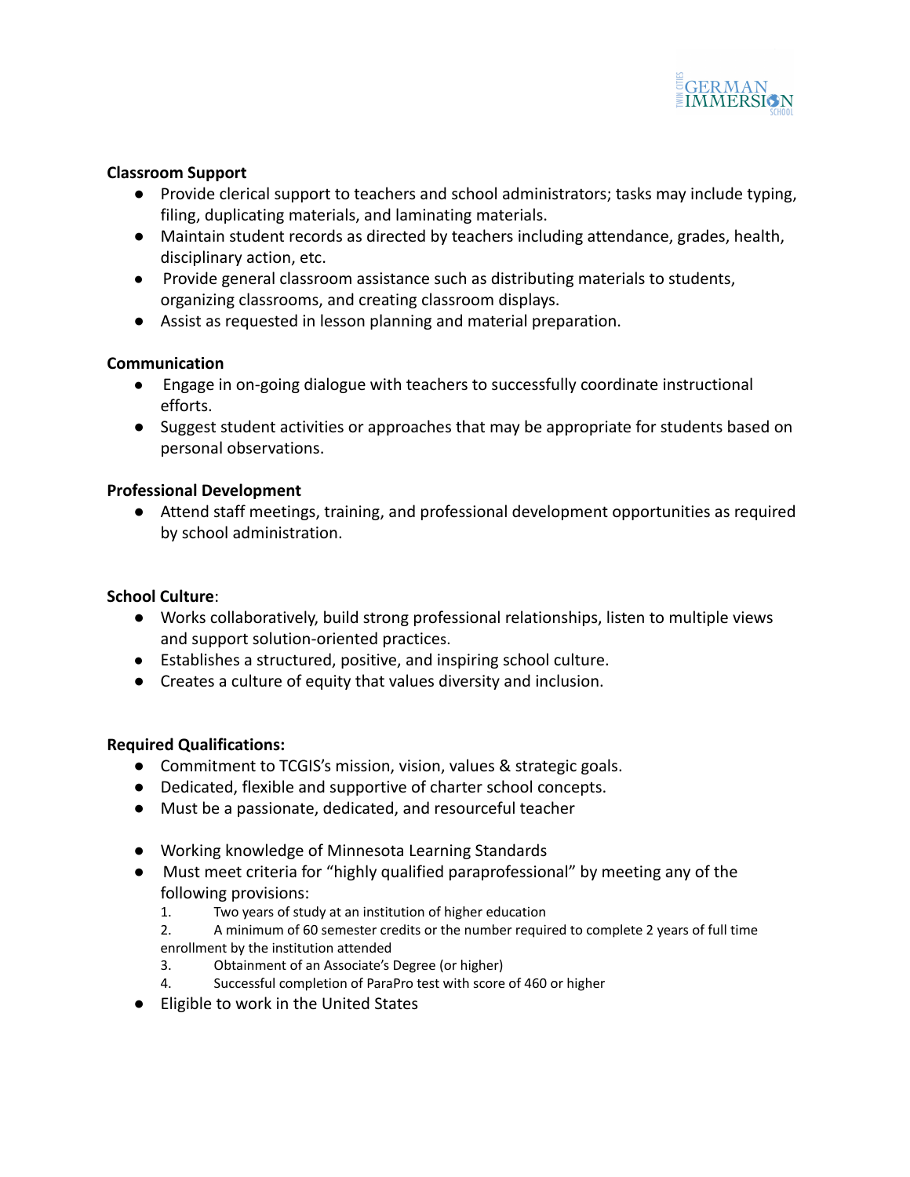**Classroom Support**

- Provide clerical support to teachers and school administrators; tasks may include typing, filing, duplicating materials, and laminating materials.
- Maintain student records as directed by teachers including attendance, grades, health, disciplinary action, etc.
- Provide general classroom assistance such as distributing materials to students, organizing classrooms, and creating classroom displays.
- Assist as requested in lesson planning and material preparation.

**Communication**

- Engage in on-going dialogue with teachers to successfully coordinate instructional efforts.
- Suggest student activities or approaches that may be appropriate for students based on personal observations.

**Professional Development**

- Attend staff meetings, training, and professional development opportunities as required by school administration.

**School Culture**:

- Works collaboratively, build strong professional relationships, listen to multiple views and support solution-oriented practices.
- Establishes a structured, positive, and inspiring school culture.
- Creates a culture of equity that values diversity and inclusion.

**Required Qualifications:**

- Commitment to TCGIS's mission, vision, values & strategic goals.
- Dedicated, flexible and supportive of charter school concepts.
- Must be a passionate, dedicated, and resourceful teacher
- Working knowledge of Minnesota Learning Standards
- Must meet criteria for "highly qualified paraprofessional" by meeting any of the following provisions:
  1. Two years of study at an institution of higher education
  2. A minimum of 60 semester credits or the number required to complete 2 years of full time enrollment by the institution attended
  3. Obtainment of an Associate's Degree (or higher)
  4. Successful completion of ParaPro test with score of 460 or higher
- Eligible to work in the United States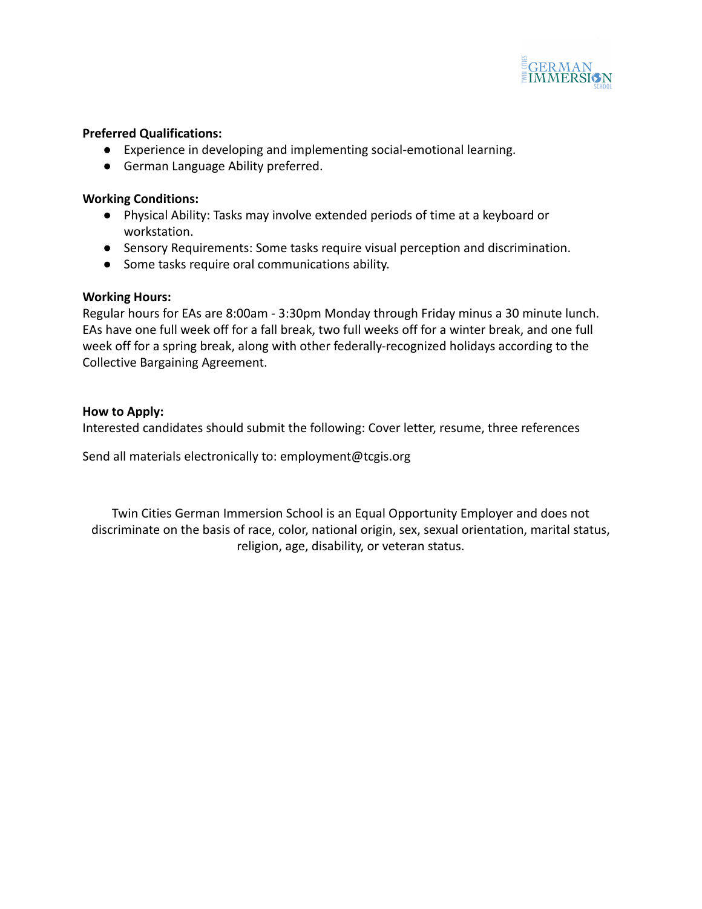**Preferred Qualifications:**

- Experience in developing and implementing social-emotional learning.
- German Language Ability preferred.

**Working Conditions:**

- Physical Ability: Tasks may involve extended periods of time at a keyboard or workstation.
- Sensory Requirements: Some tasks require visual perception and discrimination.
- Some tasks require oral communications ability.

**Working Hours:**

Regular hours for EAs are 8:00am - 3:30pm Monday through Friday minus a 30 minute lunch. EAs have one full week off for a fall break, two full weeks off for a winter break, and one full week off for a spring break, along with other federally-recognized holidays according to the Collective Bargaining Agreement.

**How to Apply:**

Interested candidates should submit the following: Cover letter, resume, three references

Send all materials electronically to: employment@tcgis.org

Twin Cities German Immersion School is an Equal Opportunity Employer and does not discriminate on the basis of race, color, national origin, sex, sexual orientation, marital status, religion, age, disability, or veteran status.